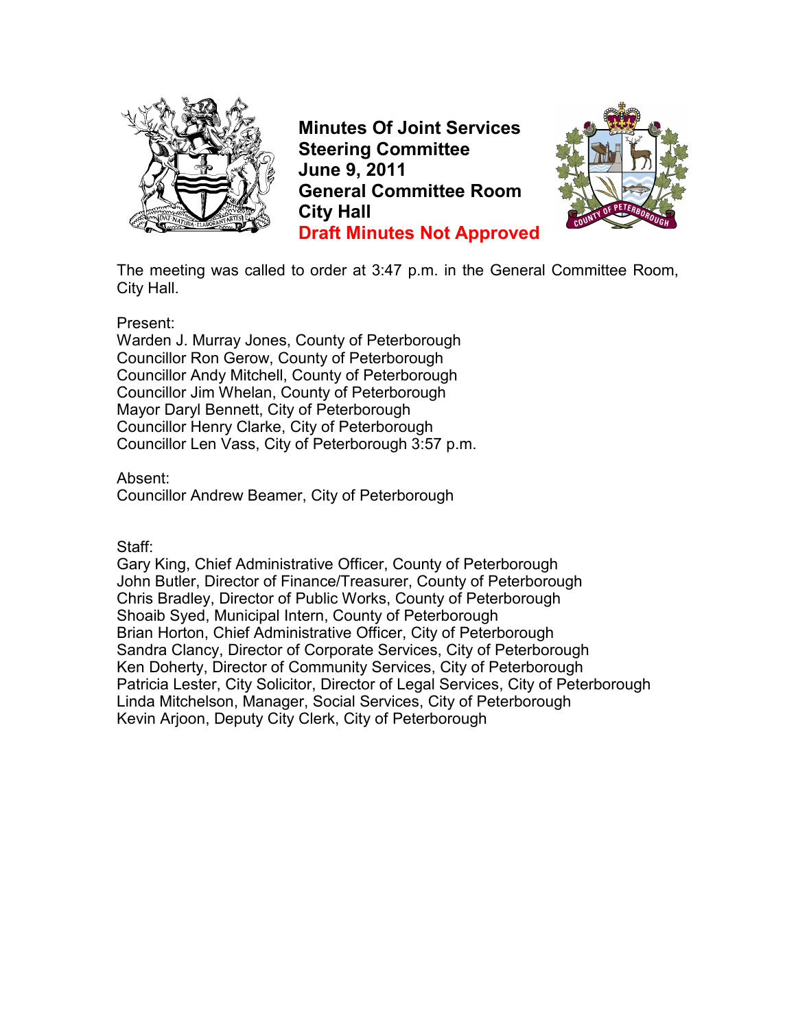# Minutes Of Joint Services Steering Committee
## June 9, 2011
## General Committee Room
## City Hall
## Draft Minutes Not Approved

The meeting was called to order at 3:47 p.m. in the General Committee Room, City Hall.

Present:
Warden J. Murray Jones, County of Peterborough
Councillor Ron Gerow, County of Peterborough
Councillor Andy Mitchell, County of Peterborough
Councillor Jim Whelan, County of Peterborough
Mayor Daryl Bennett, City of Peterborough
Councillor Henry Clarke, City of Peterborough
Councillor Len Vass, City of Peterborough 3:57 p.m.

Absent:
Councillor Andrew Beamer, City of Peterborough

Staff:
Gary King, Chief Administrative Officer, County of Peterborough
John Butler, Director of Finance/Treasurer, County of Peterborough
Chris Bradley, Director of Public Works, County of Peterborough
Shoaib Syed, Municipal Intern, County of Peterborough
Brian Horton, Chief Administrative Officer, City of Peterborough
Sandra Clancy, Director of Corporate Services, City of Peterborough
Ken Doherty, Director of Community Services, City of Peterborough
Patricia Lester, City Solicitor, Director of Legal Services, City of Peterborough
Linda Mitchelson, Manager, Social Services, City of Peterborough
Kevin Arjoon, Deputy City Clerk, City of Peterborough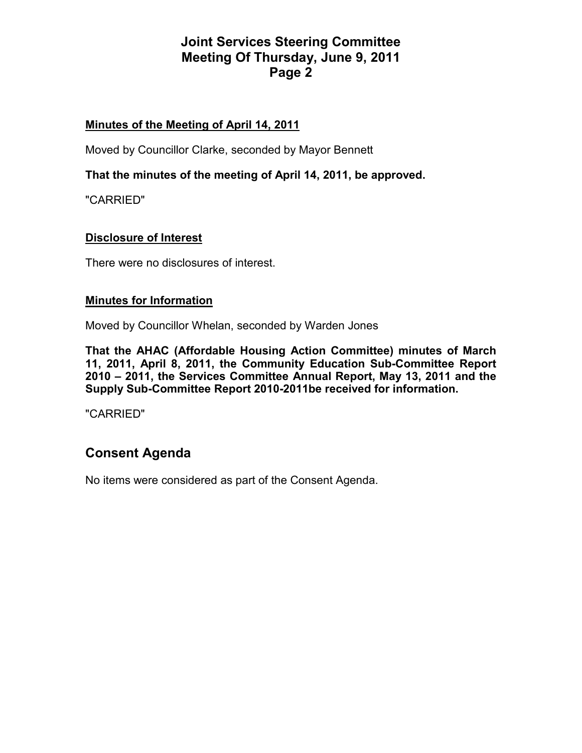#### **Minutes of the Meeting of April 14, 2011**

Moved by Councillor Clarke, seconded by Mayor Bennett

**That the minutes of the meeting of April 14, 2011, be approved.**

"CARRIED"

#### **Disclosure of Interest**

There were no disclosures of interest.

#### **Minutes for Information**

Moved by Councillor Whelan, seconded by Warden Jones

**That the AHAC (Affordable Housing Action Committee) minutes of March 11, 2011, April 8, 2011, the Community Education Sub-Committee Report 2010 – 2011, the Services Committee Annual Report, May 13, 2011 and the Supply Sub-Committee Report 2010-2011be received for information.**

"CARRIED"

## Consent Agenda

No items were considered as part of the Consent Agenda.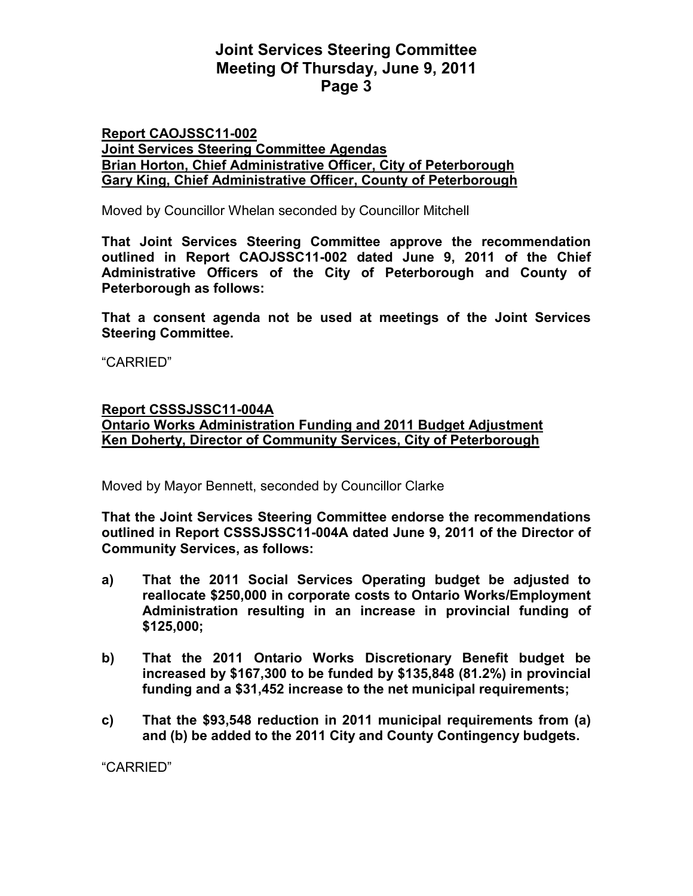**Report CAOJSSC11-002**
**Joint Services Steering Committee Agendas**
**Brian Horton, Chief Administrative Officer, City of Peterborough**
**Gary King, Chief Administrative Officer, County of Peterborough**

Moved by Councillor Whelan seconded by Councillor Mitchell

**That Joint Services Steering Committee approve the recommendation outlined in Report CAOJSSC11-002 dated June 9, 2011 of the Chief Administrative Officers of the City of Peterborough and County of Peterborough as follows:**

**That a consent agenda not be used at meetings of the Joint Services Steering Committee.**

"CARRIED"

**Report CSSSJSSC11-004A**
**Ontario Works Administration Funding and 2011 Budget Adjustment**
**Ken Doherty, Director of Community Services, City of Peterborough**

Moved by Mayor Bennett, seconded by Councillor Clarke

**That the Joint Services Steering Committee endorse the recommendations outlined in Report CSSSJSSC11-004A dated June 9, 2011 of the Director of Community Services, as follows:**

**a) That the 2011 Social Services Operating budget be adjusted to reallocate $250,000 in corporate costs to Ontario Works/Employment Administration resulting in an increase in provincial funding of $125,000;**

**b) That the 2011 Ontario Works Discretionary Benefit budget be increased by $167,300 to be funded by $135,848 (81.2%) in provincial funding and a $31,452 increase to the net municipal requirements;**

**c) That the $93,548 reduction in 2011 municipal requirements from (a) and (b) be added to the 2011 City and County Contingency budgets.**

"CARRIED"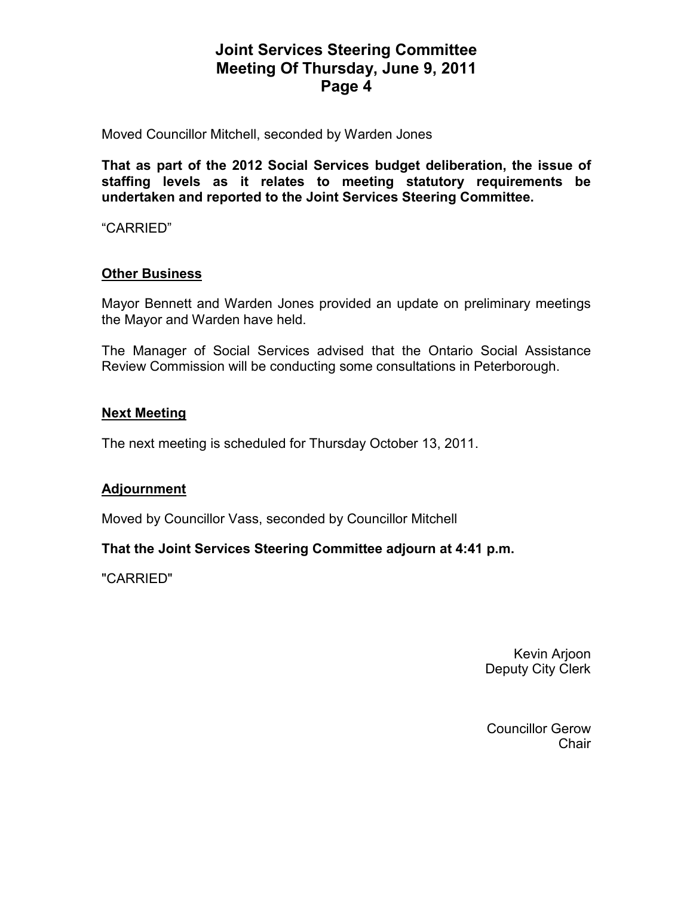Moved Councillor Mitchell, seconded by Warden Jones

**That as part of the 2012 Social Services budget deliberation, the issue of staffing levels as it relates to meeting statutory requirements be undertaken and reported to the Joint Services Steering Committee.**

“CARRIED”

## Other Business

Mayor Bennett and Warden Jones provided an update on preliminary meetings the Mayor and Warden have held.

The Manager of Social Services advised that the Ontario Social Assistance Review Commission will be conducting some consultations in Peterborough.

## Next Meeting

The next meeting is scheduled for Thursday October 13, 2011.

## Adjournment

Moved by Councillor Vass, seconded by Councillor Mitchell

**That the Joint Services Steering Committee adjourn at 4:41 p.m.**

"CARRIED"

Kevin Arjoon
Deputy City Clerk

Councillor Gerow
Chair